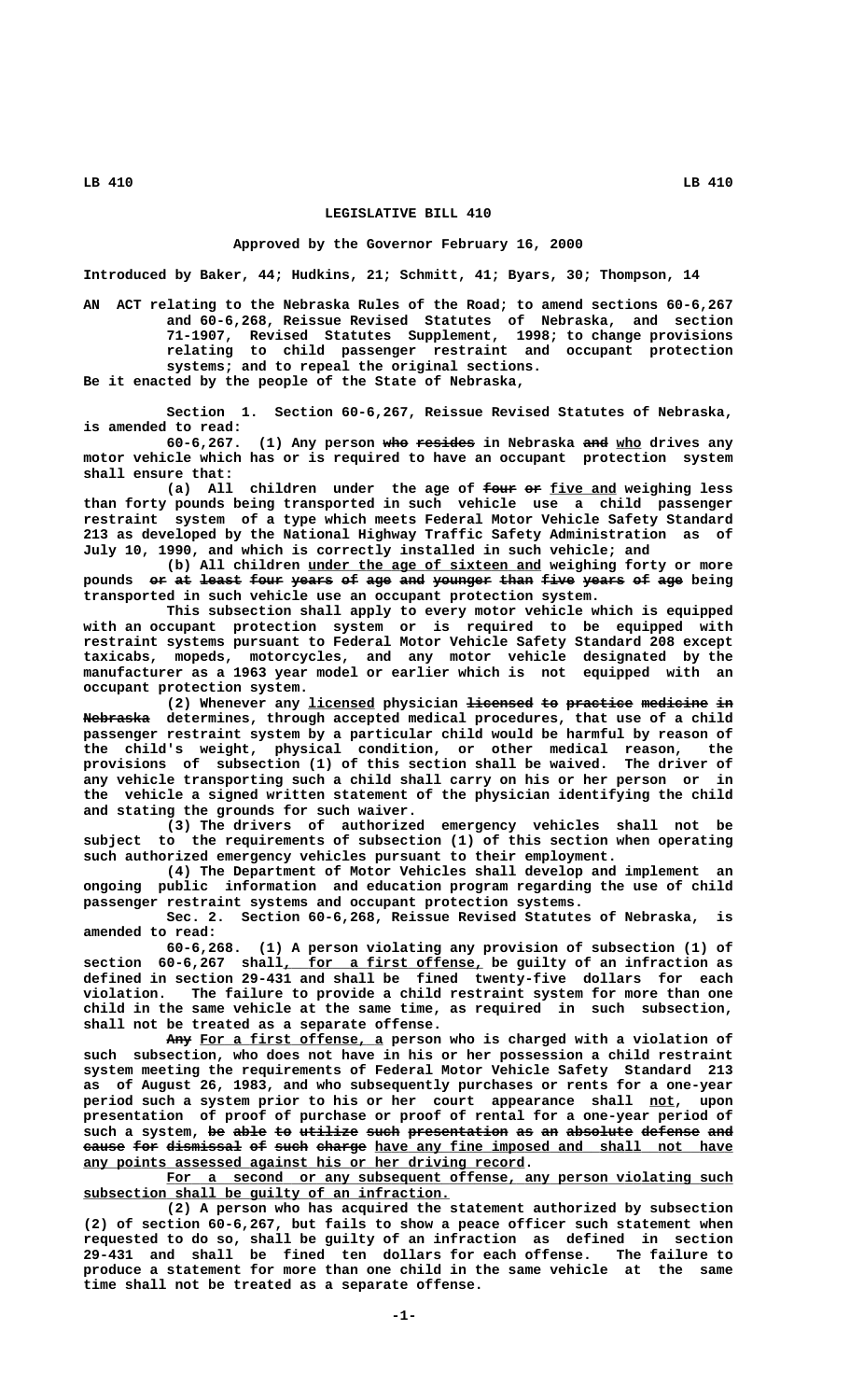# LEGISLATIVE BILL 410

## Approved by the Governor February 16, 2000

Introduced by Baker, 44; Hudkins, 21; Schmitt, 41; Byars, 30; Thompson, 14

AN ACT relating to the Nebraska Rules of the Road; to amend sections 60-6,267 and 60-6,268, Reissue Revised Statutes of Nebraska, and section 71-1907, Revised Statutes Supplement, 1998; to change provisions relating to child passenger restraint and occupant protection systems; and to repeal the original sections.

Be it enacted by the people of the State of Nebraska,

Section 1. Section 60-6,267, Reissue Revised Statutes of Nebraska, is amended to read:

60-6,267. (1) Any person ~~who resides~~ in Nebraska ~~and~~ who drives any motor vehicle which has or is required to have an occupant protection system shall ensure that:

(a) All children under the age of ~~four or~~ five and weighing less than forty pounds being transported in such vehicle use a child passenger restraint system of a type which meets Federal Motor Vehicle Safety Standard 213 as developed by the National Highway Traffic Safety Administration as of July 10, 1990, and which is correctly installed in such vehicle; and

(b) All children under the age of sixteen and weighing forty or more pounds ~~or at least four years of age and younger than five years of age~~ being transported in such vehicle use an occupant protection system.

This subsection shall apply to every motor vehicle which is equipped with an occupant protection system or is required to be equipped with restraint systems pursuant to Federal Motor Vehicle Safety Standard 208 except taxicabs, mopeds, motorcycles, and any motor vehicle designated by the manufacturer as a 1963 year model or earlier which is not equipped with an occupant protection system.

(2) Whenever any licensed physician ~~licensed to practice medicine in Nebraska~~ determines, through accepted medical procedures, that use of a child passenger restraint system by a particular child would be harmful by reason of the child's weight, physical condition, or other medical reason, the provisions of subsection (1) of this section shall be waived. The driver of any vehicle transporting such a child shall carry on his or her person or in the vehicle a signed written statement of the physician identifying the child and stating the grounds for such waiver.

(3) The drivers of authorized emergency vehicles shall not be subject to the requirements of subsection (1) of this section when operating such authorized emergency vehicles pursuant to their employment.

(4) The Department of Motor Vehicles shall develop and implement an ongoing public information and education program regarding the use of child passenger restraint systems and occupant protection systems.

Sec. 2. Section 60-6,268, Reissue Revised Statutes of Nebraska, is amended to read:

60-6,268. (1) A person violating any provision of subsection (1) of section 60-6,267 shall, for a first offense, be guilty of an infraction as defined in section 29-431 and shall be fined twenty-five dollars for each violation. The failure to provide a child restraint system for more than one child in the same vehicle at the same time, as required in such subsection, shall not be treated as a separate offense.

~~Any~~ For a first offense, a person who is charged with a violation of such subsection, who does not have in his or her possession a child restraint system meeting the requirements of Federal Motor Vehicle Safety Standard 213 as of August 26, 1983, and who subsequently purchases or rents for a one-year period such a system prior to his or her court appearance shall not, upon presentation of proof of purchase or proof of rental for a one-year period of such a system, ~~be able to utilize such presentation as an absolute defense and cause for dismissal of such charge~~ have any fine imposed and shall not have any points assessed against his or her driving record.

For a second or any subsequent offense, any person violating such subsection shall be guilty of an infraction.

(2) A person who has acquired the statement authorized by subsection (2) of section 60-6,267, but fails to show a peace officer such statement when requested to do so, shall be guilty of an infraction as defined in section 29-431 and shall be fined ten dollars for each offense. The failure to produce a statement for more than one child in the same vehicle at the same time shall not be treated as a separate offense.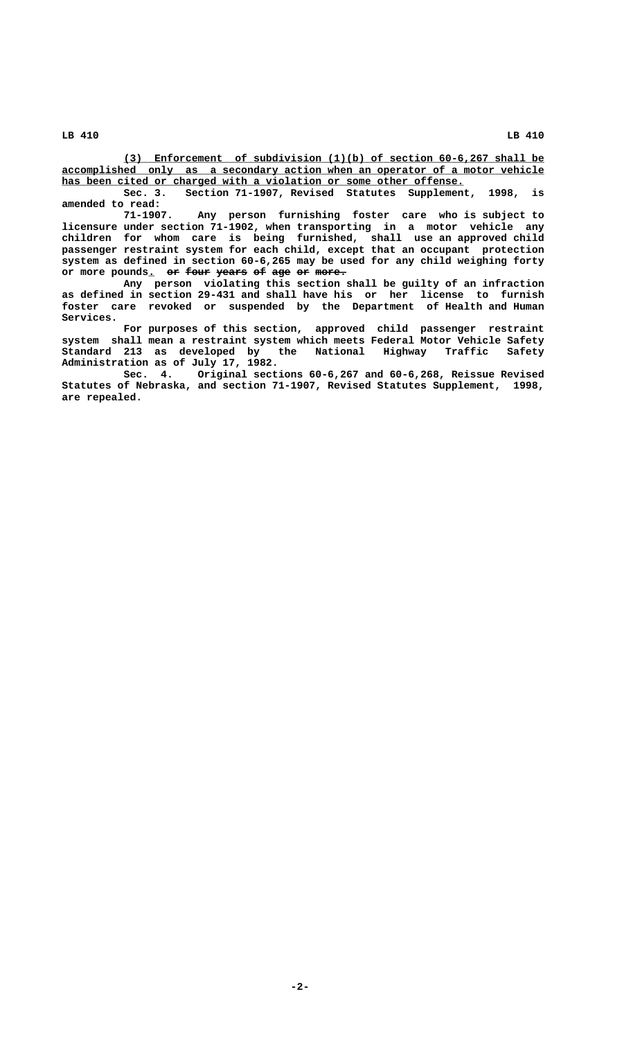(3) Enforcement of subdivision (1)(b) of section 60-6,267 shall be accomplished only as a secondary action when an operator of a motor vehicle has been cited or charged with a violation or some other offense.

Sec. 3. Section 71-1907, Revised Statutes Supplement, 1998, is amended to read:

71-1907. Any person furnishing foster care who is subject to licensure under section 71-1902, when transporting in a motor vehicle any children for whom care is being furnished, shall use an approved child passenger restraint system for each child, except that an occupant protection system as defined in section 60-6,265 may be used for any child weighing forty or more pounds. ~~or four years of age or more.~~

Any person violating this section shall be guilty of an infraction as defined in section 29-431 and shall have his or her license to furnish foster care revoked or suspended by the Department of Health and Human Services.

For purposes of this section, approved child passenger restraint system shall mean a restraint system which meets Federal Motor Vehicle Safety Standard 213 as developed by the National Highway Traffic Safety Administration as of July 17, 1982.

Sec. 4. Original sections 60-6,267 and 60-6,268, Reissue Revised Statutes of Nebraska, and section 71-1907, Revised Statutes Supplement, 1998, are repealed.